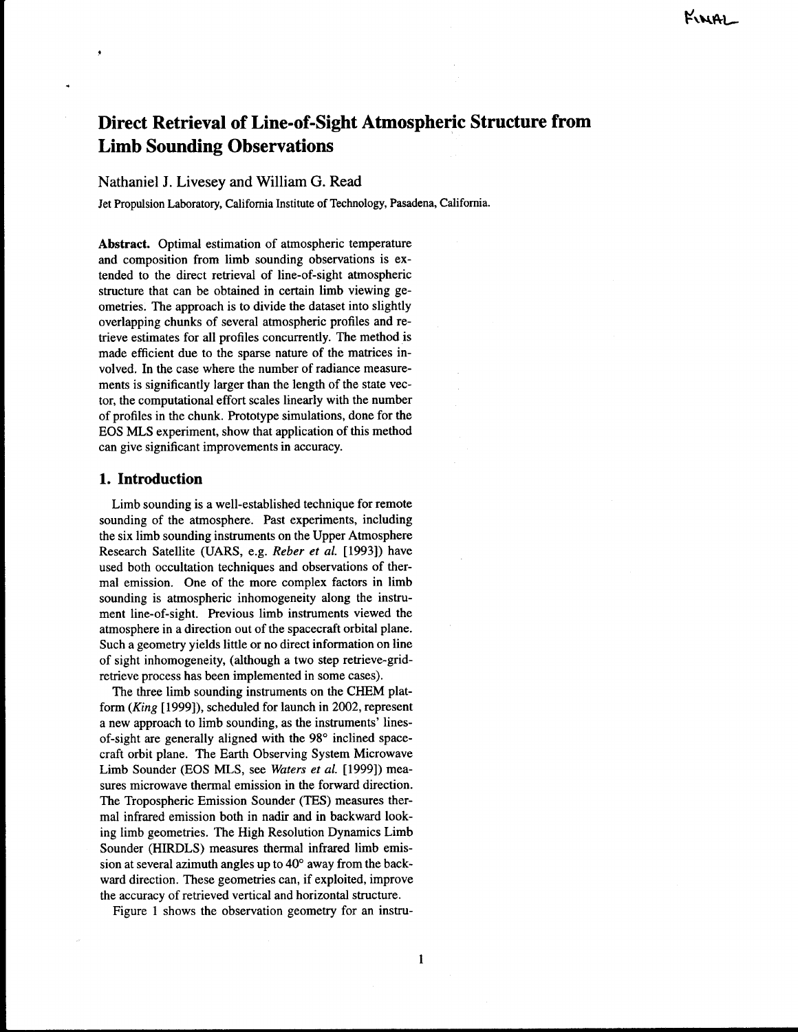# Direct Retrieval of Line-of-Sight Atmospheric Structure from Limb Sounding Observations

Nathaniel J. Livesey and William G. Read

Jet Propulsion Laboratory, California Institute of Technology, Pasadena, California.

**Abstract.** Optimal estimation of atmospheric temperature and composition from limb sounding observations is extended to the direct retrieval of line-of-sight atmospheric structure that can be obtained in certain limb viewing geometries. The approach is to divide the dataset into slightly overlapping chunks of several atmospheric profiles and retrieve estimates for all profiles concurrently. The method is made efficient due to the sparse nature of the matrices involved. In the case where the number of radiance measurements is significantly larger than the length of the state vector, the computational effort scales linearly with the number of profiles in the chunk. Prototype simulations, done for the EOS MLS experiment, show that application of this method can give significant improvements in accuracy.

## 1. Introduction

Limb sounding is a well-established technique for remote sounding of the atmosphere. Past experiments, including the six limb sounding instruments on the Upper Atmosphere Research Satellite (UARS, e.g. *Reber et al.* [1993]) have used both occultation techniques and observations of thermal emission. One of the more complex factors in limb sounding is atmospheric inhomogeneity along the instrument line-of-sight. Previous limb instruments viewed the atmosphere in a direction out of the spacecraft orbital plane. Such a geometry yields little or no direct information on line of sight inhomogeneity, (although a two step retrieve-grid-retrieve process has been implemented in some cases).

The three limb sounding instruments on the CHEM platform (*King* [1999]), scheduled for launch in 2002, represent a new approach to limb sounding, as the instruments' lines-of-sight are generally aligned with the 98° inclined spacecraft orbit plane. The Earth Observing System Microwave Limb Sounder (EOS MLS, see *Waters et al.* [1999]) measures microwave thermal emission in the forward direction. The Tropospheric Emission Sounder (TES) measures thermal infrared emission both in nadir and in backward looking limb geometries. The High Resolution Dynamics Limb Sounder (HIRDLS) measures thermal infrared limb emission at several azimuth angles up to 40° away from the backward direction. These geometries can, if exploited, improve the accuracy of retrieved vertical and horizontal structure.

Figure 1 shows the observation geometry for an instru-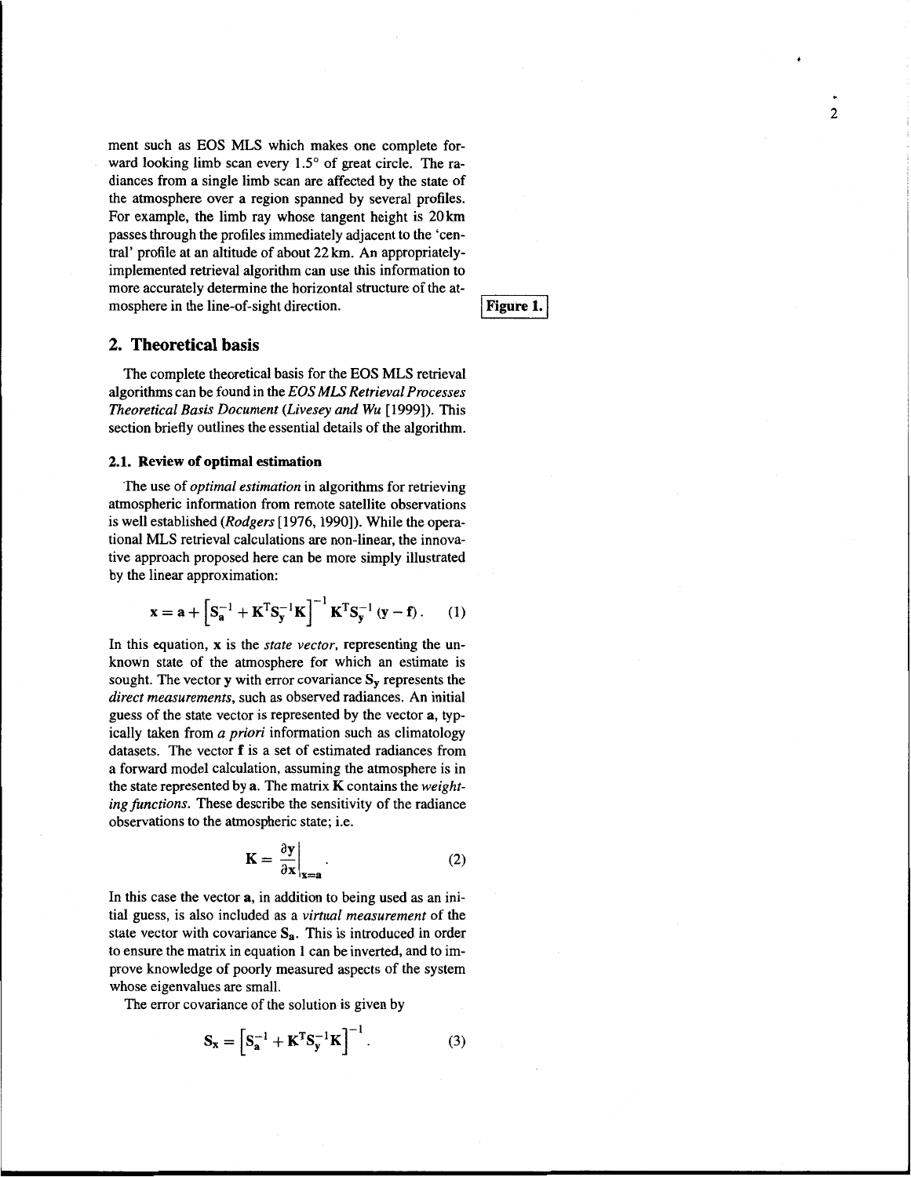ment such as EOS MLS which makes one complete forward looking limb scan every 1.5° of great circle. The radiances from a single limb scan are affected by the state of the atmosphere over a region spanned by several profiles. For example, the limb ray whose tangent height is 20 km passes through the profiles immediately adjacent to the 'central' profile at an altitude of about 22 km. An appropriately-implemented retrieval algorithm can use this information to more accurately determine the horizontal structure of the atmosphere in the line-of-sight direction.

**Figure 1.**

## 2. Theoretical basis

The complete theoretical basis for the EOS MLS retrieval algorithms can be found in the *EOS MLS Retrieval Processes Theoretical Basis Document* (*Livesey and Wu* [1999]). This section briefly outlines the essential details of the algorithm.

### 2.1. Review of optimal estimation

The use of *optimal estimation* in algorithms for retrieving atmospheric information from remote satellite observations is well established (*Rodgers* [1976, 1990]). While the operational MLS retrieval calculations are non-linear, the innovative approach proposed here can be more simply illustrated by the linear approximation:

$$\mathbf{x} = \mathbf{a} + \left[\mathbf{S_a}^{-1} + \mathbf{K}^{\mathrm{T}}\mathbf{S_y}^{-1}\mathbf{K}\right]^{-1}\mathbf{K}^{\mathrm{T}}\mathbf{S_y}^{-1}(\mathbf{y} - \mathbf{f}). \quad (1)$$

In this equation, $\mathbf{x}$ is the *state vector*, representing the unknown state of the atmosphere for which an estimate is sought. The vector $\mathbf{y}$ with error covariance $\mathbf{S_y}$ represents the *direct measurements*, such as observed radiances. An initial guess of the state vector is represented by the vector $\mathbf{a}$, typically taken from *a priori* information such as climatology datasets. The vector $\mathbf{f}$ is a set of estimated radiances from a forward model calculation, assuming the atmosphere is in the state represented by $\mathbf{a}$. The matrix $\mathbf{K}$ contains the *weighting functions*. These describe the sensitivity of the radiance observations to the atmospheric state; i.e.

$$\mathbf{K} = \left.\frac{\partial \mathbf{y}}{\partial \mathbf{x}}\right|_{\mathbf{x}=\mathbf{a}}. \quad (2)$$

In this case the vector $\mathbf{a}$, in addition to being used as an initial guess, is also included as a *virtual measurement* of the state vector with covariance $\mathbf{S_a}$. This is introduced in order to ensure the matrix in equation 1 can be inverted, and to improve knowledge of poorly measured aspects of the system whose eigenvalues are small.

The error covariance of the solution is given by

$$\mathbf{S_x} = \left[\mathbf{S_a}^{-1} + \mathbf{K}^{\mathrm{T}}\mathbf{S_y}^{-1}\mathbf{K}\right]^{-1}. \quad (3)$$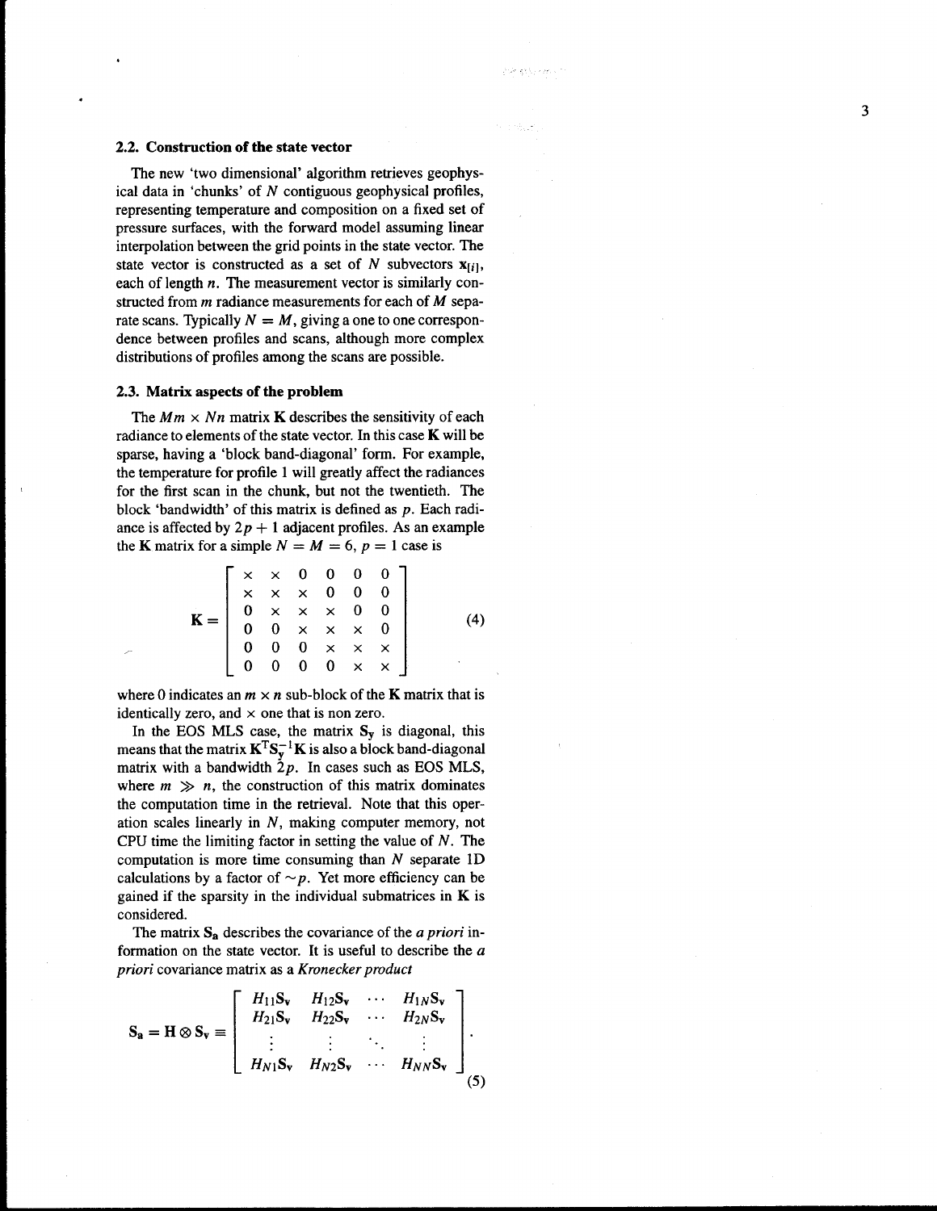### 2.2. Construction of the state vector

The new 'two dimensional' algorithm retrieves geophysical data in 'chunks' of $N$ contiguous geophysical profiles, representing temperature and composition on a fixed set of pressure surfaces, with the forward model assuming linear interpolation between the grid points in the state vector. The state vector is constructed as a set of $N$ subvectors $\mathbf{x}_{[i]}$, each of length $n$. The measurement vector is similarly constructed from $m$ radiance measurements for each of $M$ separate scans. Typically $N = M$, giving a one to one correspondence between profiles and scans, although more complex distributions of profiles among the scans are possible.

### 2.3. Matrix aspects of the problem

The $Mm \times Nn$ matrix $\mathbf{K}$ describes the sensitivity of each radiance to elements of the state vector. In this case $\mathbf{K}$ will be sparse, having a 'block band-diagonal' form. For example, the temperature for profile 1 will greatly affect the radiances for the first scan in the chunk, but not the twentieth. The block 'bandwidth' of this matrix is defined as $p$. Each radiance is affected by $2p + 1$ adjacent profiles. As an example the $\mathbf{K}$ matrix for a simple $N = M = 6$, $p = 1$ case is

$$\mathbf{K} = \begin{bmatrix} \times & \times & 0 & 0 & 0 & 0 \\ \times & \times & \times & 0 & 0 & 0 \\ 0 & \times & \times & \times & 0 & 0 \\ 0 & 0 & \times & \times & \times & 0 \\ 0 & 0 & 0 & \times & \times & \times \\ 0 & 0 & 0 & 0 & \times & \times \end{bmatrix} \tag{4}$$

where 0 indicates an $m \times n$ sub-block of the $\mathbf{K}$ matrix that is identically zero, and $\times$ one that is non zero.

In the EOS MLS case, the matrix $\mathbf{S_y}$ is diagonal, this means that the matrix $\mathbf{K}^{\mathrm{T}}\mathbf{S_y}^{-1}\mathbf{K}$ is also a block band-diagonal matrix with a bandwidth $2p$. In cases such as EOS MLS, where $m \gg n$, the construction of this matrix dominates the computation time in the retrieval. Note that this operation scales linearly in $N$, making computer memory, not CPU time the limiting factor in setting the value of $N$. The computation is more time consuming than $N$ separate 1D calculations by a factor of $\sim p$. Yet more efficiency can be gained if the sparsity in the individual submatrices in $\mathbf{K}$ is considered.

The matrix $\mathbf{S_a}$ describes the covariance of the *a priori* information on the state vector. It is useful to describe the *a priori* covariance matrix as a *Kronecker product*

$$\mathbf{S_a} = \mathbf{H} \otimes \mathbf{S_v} \equiv \begin{bmatrix} H_{11}\mathbf{S_v} & H_{12}\mathbf{S_v} & \cdots & H_{1N}\mathbf{S_v} \\ H_{21}\mathbf{S_v} & H_{22}\mathbf{S_v} & \cdots & H_{2N}\mathbf{S_v} \\ \vdots & \vdots & \ddots & \vdots \\ H_{N1}\mathbf{S_v} & H_{N2}\mathbf{S_v} & \cdots & H_{NN}\mathbf{S_v} \end{bmatrix}. \tag{5}$$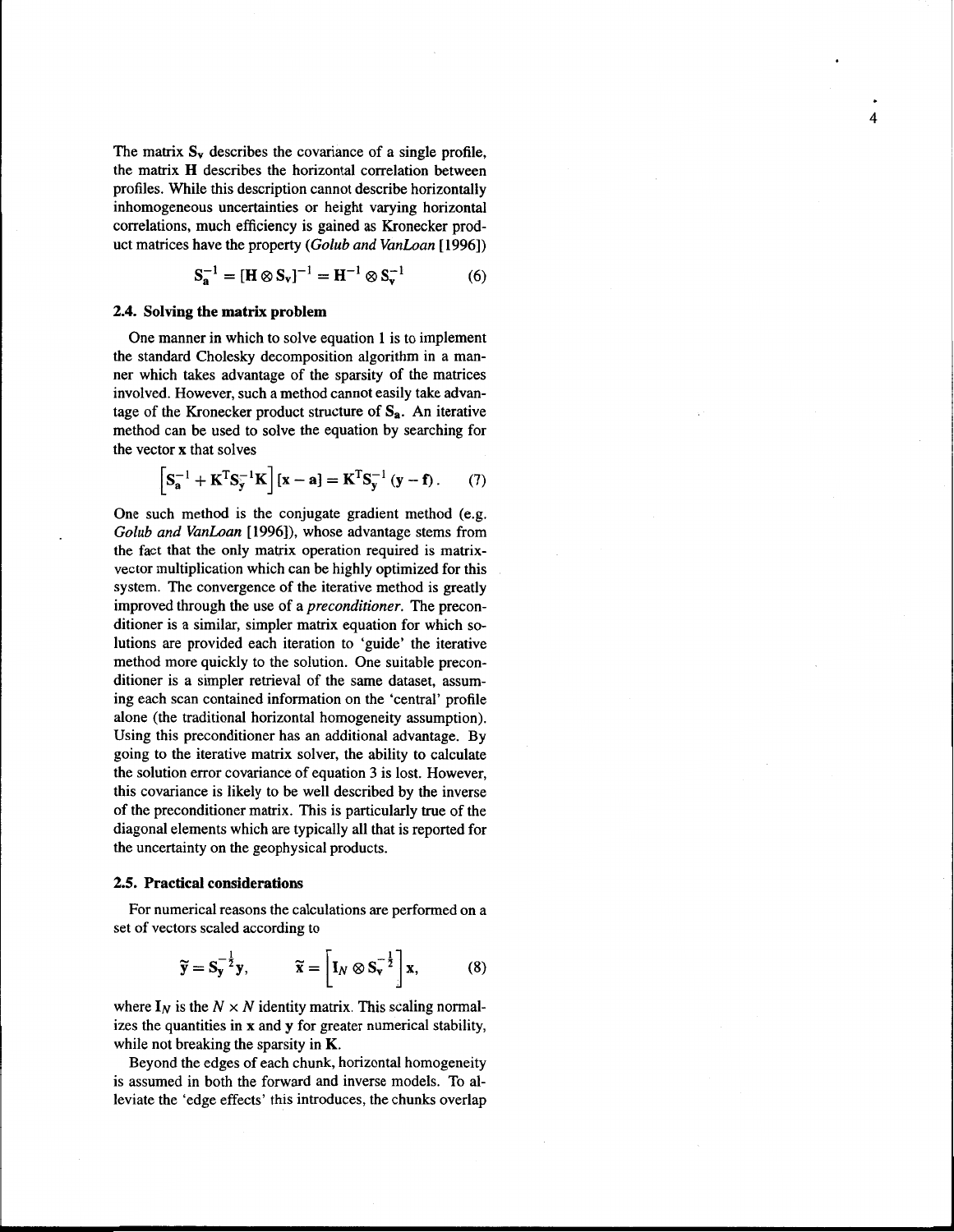The matrix $\mathbf{S_v}$ describes the covariance of a single profile, the matrix $\mathbf{H}$ describes the horizontal correlation between profiles. While this description cannot describe horizontally inhomogeneous uncertainties or height varying horizontal correlations, much efficiency is gained as Kronecker product matrices have the property (*Golub and VanLoan* [1996])

$$\mathbf{S_a^{-1}} = [\mathbf{H} \otimes \mathbf{S_v}]^{-1} = \mathbf{H}^{-1} \otimes \mathbf{S_v^{-1}} \qquad (6)$$

### 2.4. Solving the matrix problem

One manner in which to solve equation 1 is to implement the standard Cholesky decomposition algorithm in a manner which takes advantage of the sparsity of the matrices involved. However, such a method cannot easily take advantage of the Kronecker product structure of $\mathbf{S_a}$. An iterative method can be used to solve the equation by searching for the vector $\mathbf{x}$ that solves

$$\left[\mathbf{S_a^{-1}} + \mathbf{K^T S_y^{-1} K}\right][\mathbf{x} - \mathbf{a}] = \mathbf{K^T S_y^{-1}}(\mathbf{y} - \mathbf{f}). \qquad (7)$$

One such method is the conjugate gradient method (e.g. *Golub and VanLoan* [1996]), whose advantage stems from the fact that the only matrix operation required is matrix-vector multiplication which can be highly optimized for this system. The convergence of the iterative method is greatly improved through the use of a *preconditioner*. The preconditioner is a similar, simpler matrix equation for which solutions are provided each iteration to 'guide' the iterative method more quickly to the solution. One suitable preconditioner is a simpler retrieval of the same dataset, assuming each scan contained information on the 'central' profile alone (the traditional horizontal homogeneity assumption). Using this preconditioner has an additional advantage. By going to the iterative matrix solver, the ability to calculate the solution error covariance of equation 3 is lost. However, this covariance is likely to be well described by the inverse of the preconditioner matrix. This is particularly true of the diagonal elements which are typically all that is reported for the uncertainty on the geophysical products.

### 2.5. Practical considerations

For numerical reasons the calculations are performed on a set of vectors scaled according to

$$\tilde{\mathbf{y}} = \mathbf{S_y^{-\frac{1}{2}}}\mathbf{y}, \qquad \tilde{\mathbf{x}} = \left[\mathbf{I}_N \otimes \mathbf{S_v^{-\frac{1}{2}}}\right]\mathbf{x}, \qquad (8)$$

where $\mathbf{I}_N$ is the $N \times N$ identity matrix. This scaling normalizes the quantities in $\mathbf{x}$ and $\mathbf{y}$ for greater numerical stability, while not breaking the sparsity in $\mathbf{K}$.

Beyond the edges of each chunk, horizontal homogeneity is assumed in both the forward and inverse models. To alleviate the 'edge effects' this introduces, the chunks overlap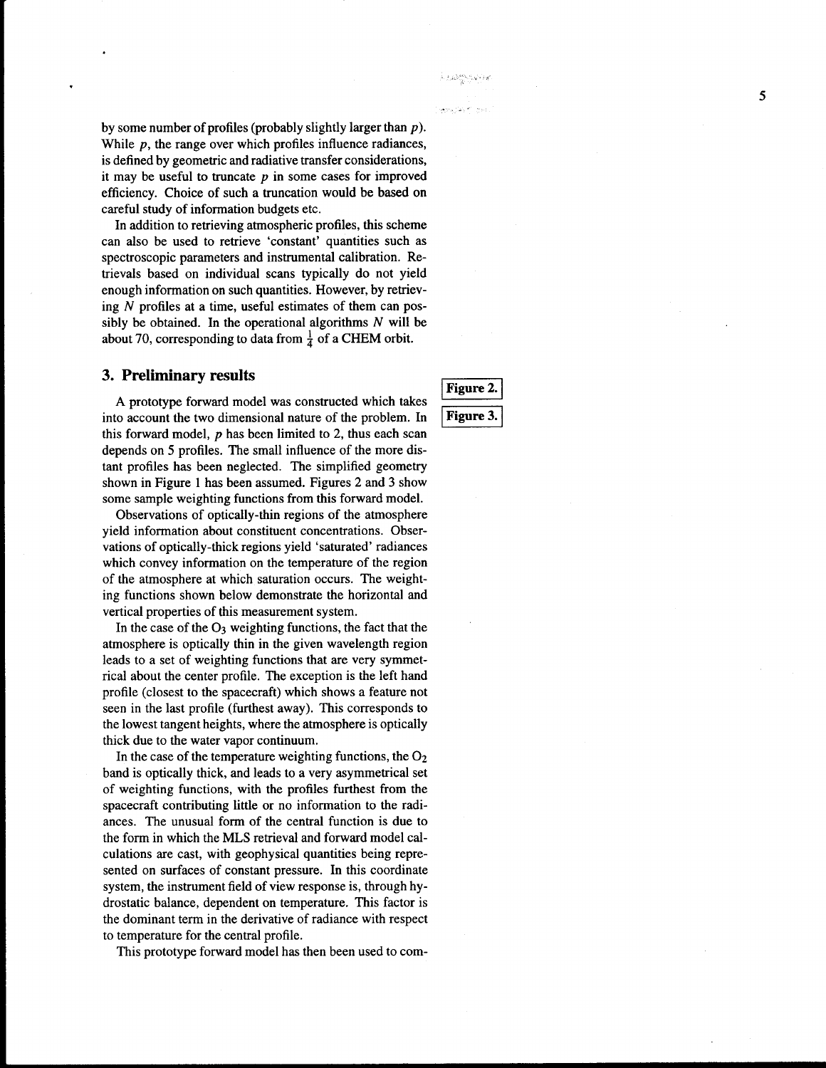by some number of profiles (probably slightly larger than $p$). While $p$, the range over which profiles influence radiances, is defined by geometric and radiative transfer considerations, it may be useful to truncate $p$ in some cases for improved efficiency. Choice of such a truncation would be based on careful study of information budgets etc.

In addition to retrieving atmospheric profiles, this scheme can also be used to retrieve 'constant' quantities such as spectroscopic parameters and instrumental calibration. Retrievals based on individual scans typically do not yield enough information on such quantities. However, by retrieving $N$ profiles at a time, useful estimates of them can possibly be obtained. In the operational algorithms $N$ will be about 70, corresponding to data from $\frac{1}{4}$ of a CHEM orbit.

## 3. Preliminary results

**Figure 2.**

**Figure 3.**

A prototype forward model was constructed which takes into account the two dimensional nature of the problem. In this forward model, $p$ has been limited to 2, thus each scan depends on 5 profiles. The small influence of the more distant profiles has been neglected. The simplified geometry shown in Figure 1 has been assumed. Figures 2 and 3 show some sample weighting functions from this forward model.

Observations of optically-thin regions of the atmosphere yield information about constituent concentrations. Observations of optically-thick regions yield 'saturated' radiances which convey information on the temperature of the region of the atmosphere at which saturation occurs. The weighting functions shown below demonstrate the horizontal and vertical properties of this measurement system.

In the case of the $O_3$ weighting functions, the fact that the atmosphere is optically thin in the given wavelength region leads to a set of weighting functions that are very symmetrical about the center profile. The exception is the left hand profile (closest to the spacecraft) which shows a feature not seen in the last profile (furthest away). This corresponds to the lowest tangent heights, where the atmosphere is optically thick due to the water vapor continuum.

In the case of the temperature weighting functions, the $O_2$ band is optically thick, and leads to a very asymmetrical set of weighting functions, with the profiles furthest from the spacecraft contributing little or no information to the radiances. The unusual form of the central function is due to the form in which the MLS retrieval and forward model calculations are cast, with geophysical quantities being represented on surfaces of constant pressure. In this coordinate system, the instrument field of view response is, through hydrostatic balance, dependent on temperature. This factor is the dominant term in the derivative of radiance with respect to temperature for the central profile.

This prototype forward model has then been used to com-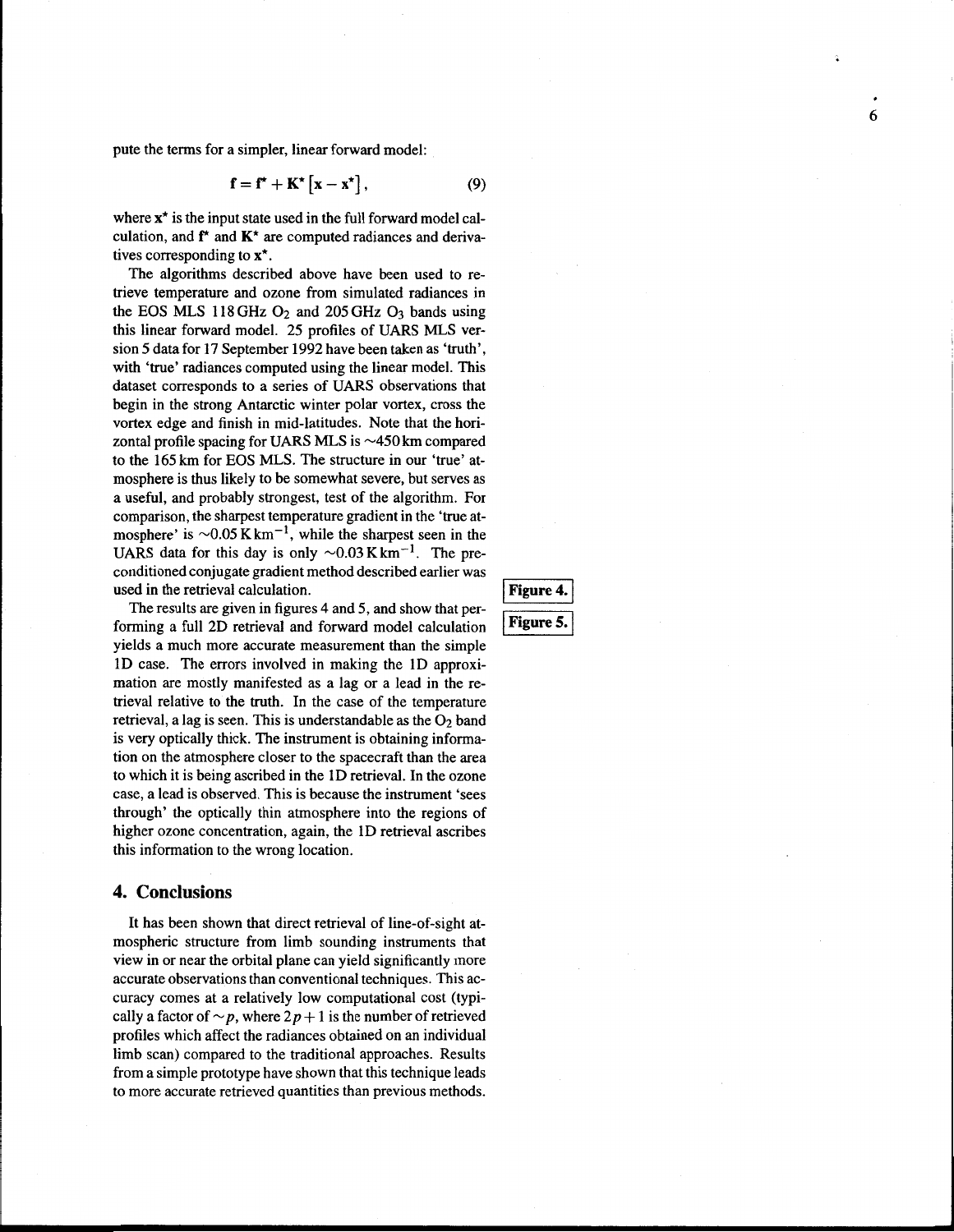pute the terms for a simpler, linear forward model:

$$\mathbf{f} = \mathbf{f}^{\star} + \mathbf{K}^{\star}\left[\mathbf{x} - \mathbf{x}^{\star}\right], \tag{9}$$

where $\mathbf{x}^{\star}$ is the input state used in the full forward model calculation, and $\mathbf{f}^{\star}$ and $\mathbf{K}^{\star}$ are computed radiances and derivatives corresponding to $\mathbf{x}^{\star}$.

The algorithms described above have been used to retrieve temperature and ozone from simulated radiances in the EOS MLS 118 GHz $O_2$ and 205 GHz $O_3$ bands using this linear forward model. 25 profiles of UARS MLS version 5 data for 17 September 1992 have been taken as 'truth', with 'true' radiances computed using the linear model. This dataset corresponds to a series of UARS observations that begin in the strong Antarctic winter polar vortex, cross the vortex edge and finish in mid-latitudes. Note that the horizontal profile spacing for UARS MLS is ~450 km compared to the 165 km for EOS MLS. The structure in our 'true' atmosphere is thus likely to be somewhat severe, but serves as a useful, and probably strongest, test of the algorithm. For comparison, the sharpest temperature gradient in the 'true atmosphere' is $\sim 0.05\,\mathrm{K\,km^{-1}}$, while the sharpest seen in the UARS data for this day is only $\sim 0.03\,\mathrm{K\,km^{-1}}$. The preconditioned conjugate gradient method described earlier was used in the retrieval calculation.

**Figure 4.**

**Figure 5.**

The results are given in figures 4 and 5, and show that performing a full 2D retrieval and forward model calculation yields a much more accurate measurement than the simple 1D case. The errors involved in making the 1D approximation are mostly manifested as a lag or a lead in the retrieval relative to the truth. In the case of the temperature retrieval, a lag is seen. This is understandable as the $O_2$ band is very optically thick. The instrument is obtaining information on the atmosphere closer to the spacecraft than the area to which it is being ascribed in the 1D retrieval. In the ozone case, a lead is observed. This is because the instrument 'sees through' the optically thin atmosphere into the regions of higher ozone concentration, again, the 1D retrieval ascribes this information to the wrong location.

## 4. Conclusions

It has been shown that direct retrieval of line-of-sight atmospheric structure from limb sounding instruments that view in or near the orbital plane can yield significantly more accurate observations than conventional techniques. This accuracy comes at a relatively low computational cost (typically a factor of $\sim p$, where $2p+1$ is the number of retrieved profiles which affect the radiances obtained on an individual limb scan) compared to the traditional approaches. Results from a simple prototype have shown that this technique leads to more accurate retrieved quantities than previous methods.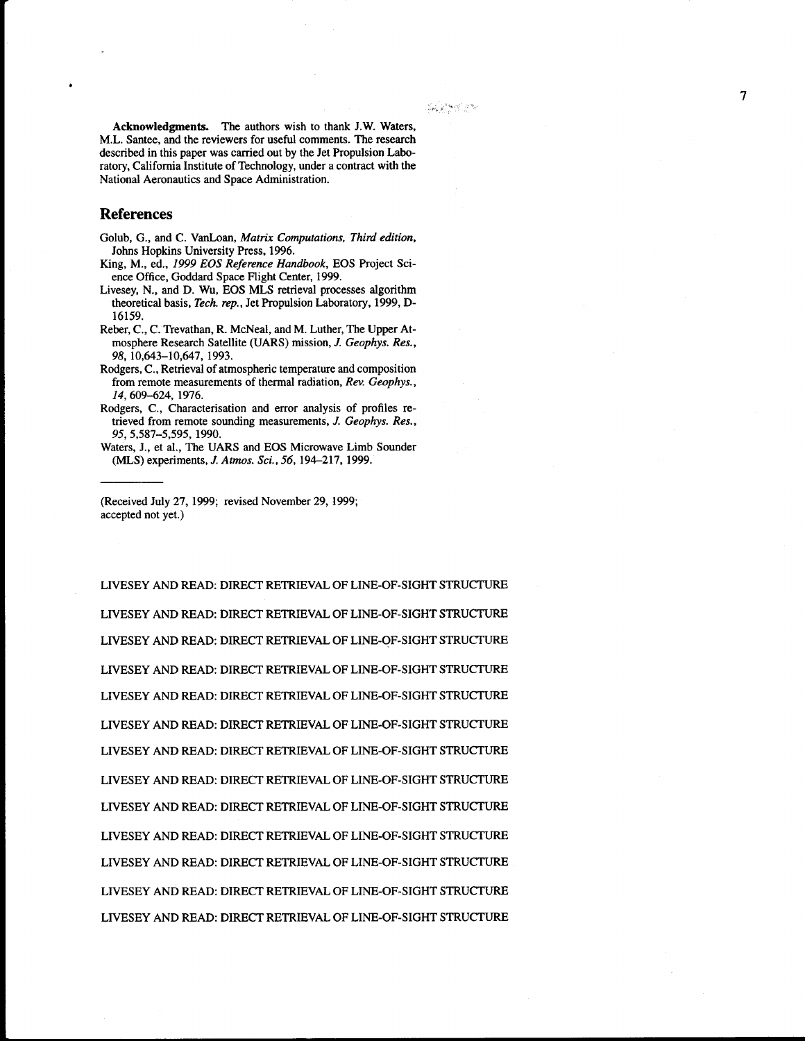**Acknowledgments.** The authors wish to thank J.W. Waters, M.L. Santee, and the reviewers for useful comments. The research described in this paper was carried out by the Jet Propulsion Laboratory, California Institute of Technology, under a contract with the National Aeronautics and Space Administration.

## References

Golub, G., and C. VanLoan, *Matrix Computations, Third edition*, Johns Hopkins University Press, 1996.

King, M., ed., *1999 EOS Reference Handbook*, EOS Project Science Office, Goddard Space Flight Center, 1999.

Livesey, N., and D. Wu, EOS MLS retrieval processes algorithm theoretical basis, *Tech. rep.*, Jet Propulsion Laboratory, 1999, D-16159.

Reber, C., C. Trevathan, R. McNeal, and M. Luther, The Upper Atmosphere Research Satellite (UARS) mission, *J. Geophys. Res.*, *98*, 10,643–10,647, 1993.

Rodgers, C., Retrieval of atmospheric temperature and composition from remote measurements of thermal radiation, *Rev. Geophys.*, *14*, 609–624, 1976.

Rodgers, C., Characterisation and error analysis of profiles retrieved from remote sounding measurements, *J. Geophys. Res.*, *95*, 5,587–5,595, 1990.

Waters, J., et al., The UARS and EOS Microwave Limb Sounder (MLS) experiments, *J. Atmos. Sci.*, *56*, 194–217, 1999.

---

(Received July 27, 1999; revised November 29, 1999; accepted not yet.)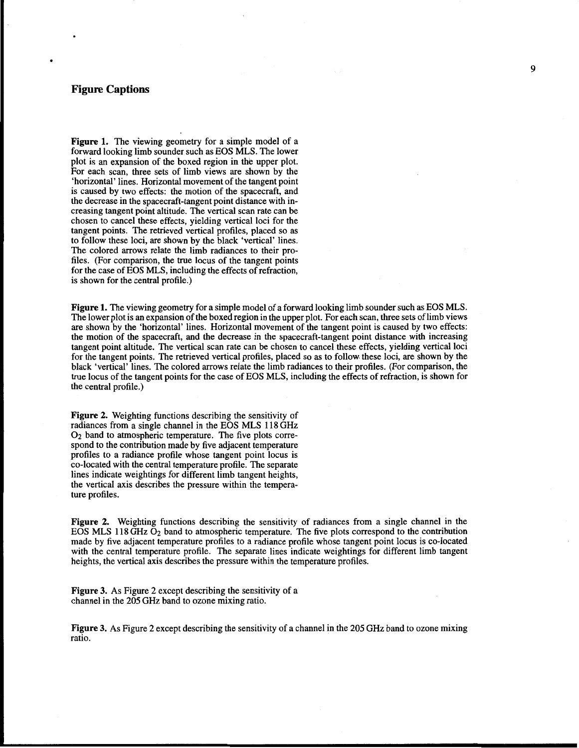## Figure Captions

**Figure 1.** The viewing geometry for a simple model of a forward looking limb sounder such as EOS MLS. The lower plot is an expansion of the boxed region in the upper plot. For each scan, three sets of limb views are shown by the 'horizontal' lines. Horizontal movement of the tangent point is caused by two effects: the motion of the spacecraft, and the decrease in the spacecraft-tangent point distance with increasing tangent point altitude. The vertical scan rate can be chosen to cancel these effects, yielding vertical loci for the tangent points. The retrieved vertical profiles, placed so as to follow these loci, are shown by the black 'vertical' lines. The colored arrows relate the limb radiances to their profiles. (For comparison, the true locus of the tangent points for the case of EOS MLS, including the effects of refraction, is shown for the central profile.)

**Figure 1.** The viewing geometry for a simple model of a forward looking limb sounder such as EOS MLS. The lower plot is an expansion of the boxed region in the upper plot. For each scan, three sets of limb views are shown by the 'horizontal' lines. Horizontal movement of the tangent point is caused by two effects: the motion of the spacecraft, and the decrease in the spacecraft-tangent point distance with increasing tangent point altitude. The vertical scan rate can be chosen to cancel these effects, yielding vertical loci for the tangent points. The retrieved vertical profiles, placed so as to follow these loci, are shown by the black 'vertical' lines. The colored arrows relate the limb radiances to their profiles. (For comparison, the true locus of the tangent points for the case of EOS MLS, including the effects of refraction, is shown for the central profile.)

**Figure 2.** Weighting functions describing the sensitivity of radiances from a single channel in the EOS MLS 118 GHz $O_2$ band to atmospheric temperature. The five plots correspond to the contribution made by five adjacent temperature profiles to a radiance profile whose tangent point locus is co-located with the central temperature profile. The separate lines indicate weightings for different limb tangent heights, the vertical axis describes the pressure within the temperature profiles.

**Figure 2.** Weighting functions describing the sensitivity of radiances from a single channel in the EOS MLS 118 GHz $O_2$ band to atmospheric temperature. The five plots correspond to the contribution made by five adjacent temperature profiles to a radiance profile whose tangent point locus is co-located with the central temperature profile. The separate lines indicate weightings for different limb tangent heights, the vertical axis describes the pressure within the temperature profiles.

**Figure 3.** As Figure 2 except describing the sensitivity of a channel in the 205 GHz band to ozone mixing ratio.

**Figure 3.** As Figure 2 except describing the sensitivity of a channel in the 205 GHz band to ozone mixing ratio.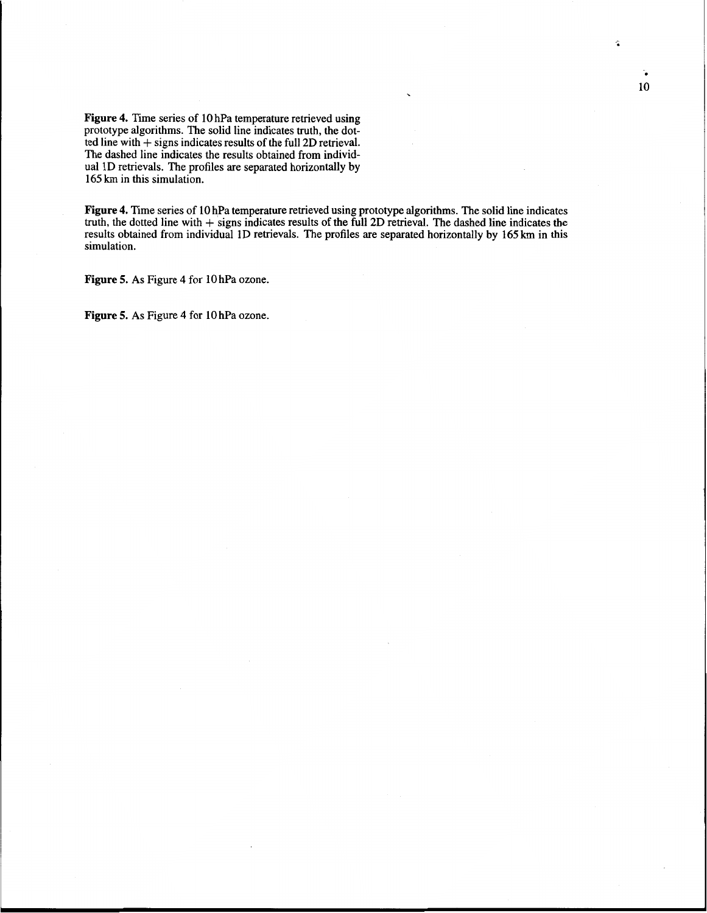**Figure 4.** Time series of 10 hPa temperature retrieved using prototype algorithms. The solid line indicates truth, the dotted line with + signs indicates results of the full 2D retrieval. The dashed line indicates the results obtained from individual 1D retrievals. The profiles are separated horizontally by 165 km in this simulation.

**Figure 4.** Time series of 10 hPa temperature retrieved using prototype algorithms. The solid line indicates truth, the dotted line with + signs indicates results of the full 2D retrieval. The dashed line indicates the results obtained from individual 1D retrievals. The profiles are separated horizontally by 165 km in this simulation.

**Figure 5.** As Figure 4 for 10 hPa ozone.

**Figure 5.** As Figure 4 for 10 hPa ozone.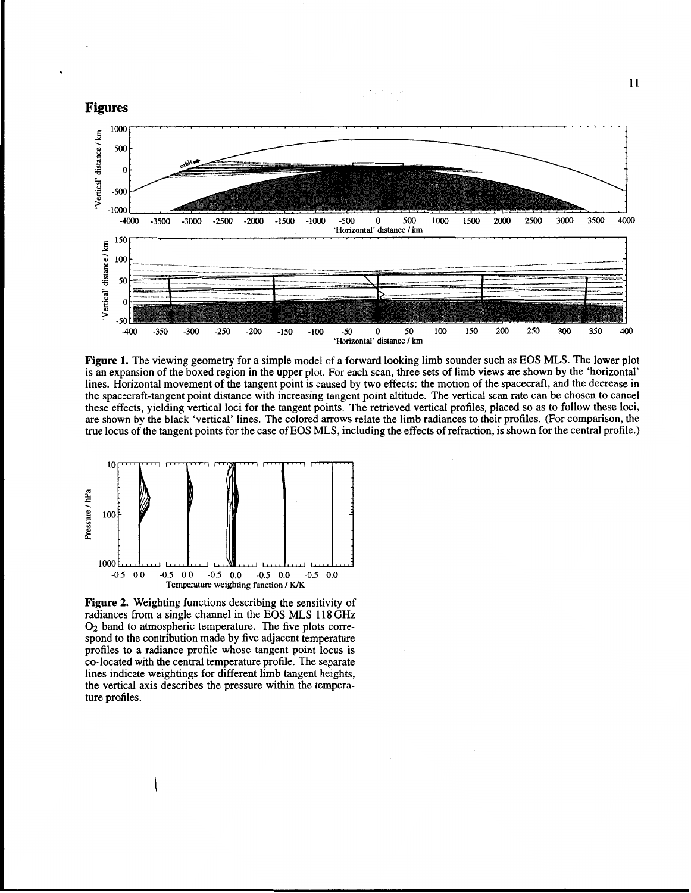# Figures

**Figure 1.** The viewing geometry for a simple model of a forward looking limb sounder such as EOS MLS. The lower plot is an expansion of the boxed region in the upper plot. For each scan, three sets of limb views are shown by the 'horizontal' lines. Horizontal movement of the tangent point is caused by two effects: the motion of the spacecraft, and the decrease in the spacecraft-tangent point distance with increasing tangent point altitude. The vertical scan rate can be chosen to cancel these effects, yielding vertical loci for the tangent points. The retrieved vertical profiles, placed so as to follow these loci, are shown by the black 'vertical' lines. The colored arrows relate the limb radiances to their profiles. (For comparison, the true locus of the tangent points for the case of EOS MLS, including the effects of refraction, is shown for the central profile.)

**Figure 2.** Weighting functions describing the sensitivity of radiances from a single channel in the EOS MLS 118 GHz $O_2$ band to atmospheric temperature. The five plots correspond to the contribution made by five adjacent temperature profiles to a radiance profile whose tangent point locus is co-located with the central temperature profile. The separate lines indicate weightings for different limb tangent heights, the vertical axis describes the pressure within the temperature profiles.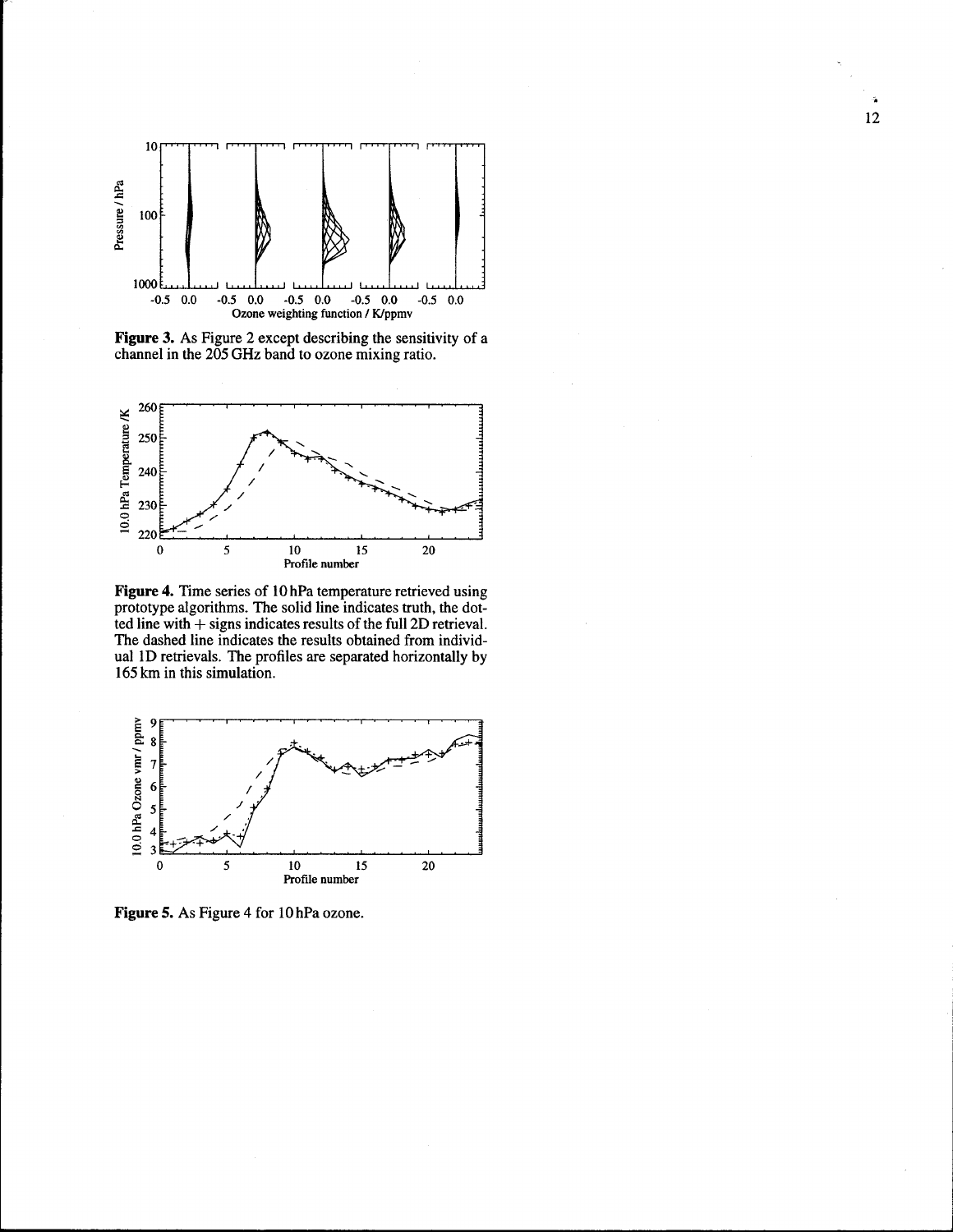**Figure 3.** As Figure 2 except describing the sensitivity of a channel in the 205 GHz band to ozone mixing ratio.

**Figure 4.** Time series of 10 hPa temperature retrieved using prototype algorithms. The solid line indicates truth, the dotted line with + signs indicates results of the full 2D retrieval. The dashed line indicates the results obtained from individual 1D retrievals. The profiles are separated horizontally by 165 km in this simulation.

**Figure 5.** As Figure 4 for 10 hPa ozone.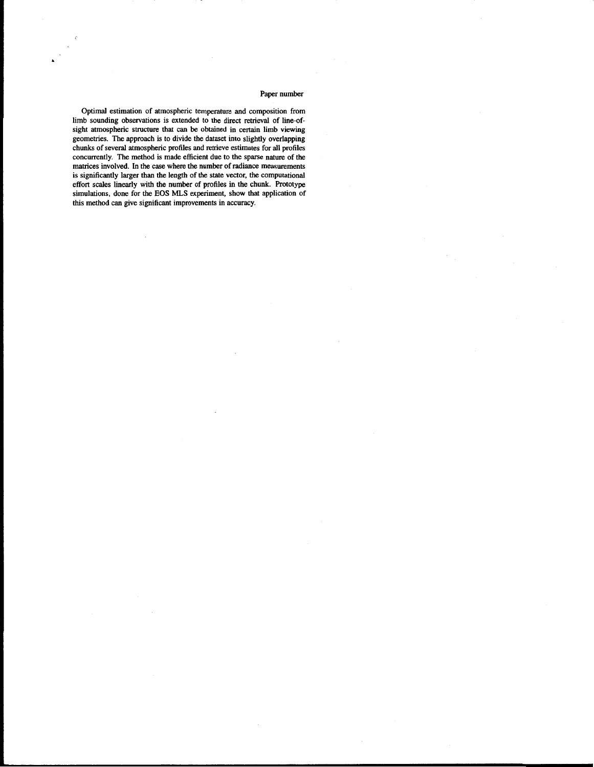Paper number

Optimal estimation of atmospheric temperature and composition from limb sounding observations is extended to the direct retrieval of line-of-sight atmospheric structure that can be obtained in certain limb viewing geometries. The approach is to divide the dataset into slightly overlapping chunks of several atmospheric profiles and retrieve estimates for all profiles concurrently. The method is made efficient due to the sparse nature of the matrices involved. In the case where the number of radiance measurements is significantly larger than the length of the state vector, the computational effort scales linearly with the number of profiles in the chunk. Prototype simulations, done for the EOS MLS experiment, show that application of this method can give significant improvements in accuracy.